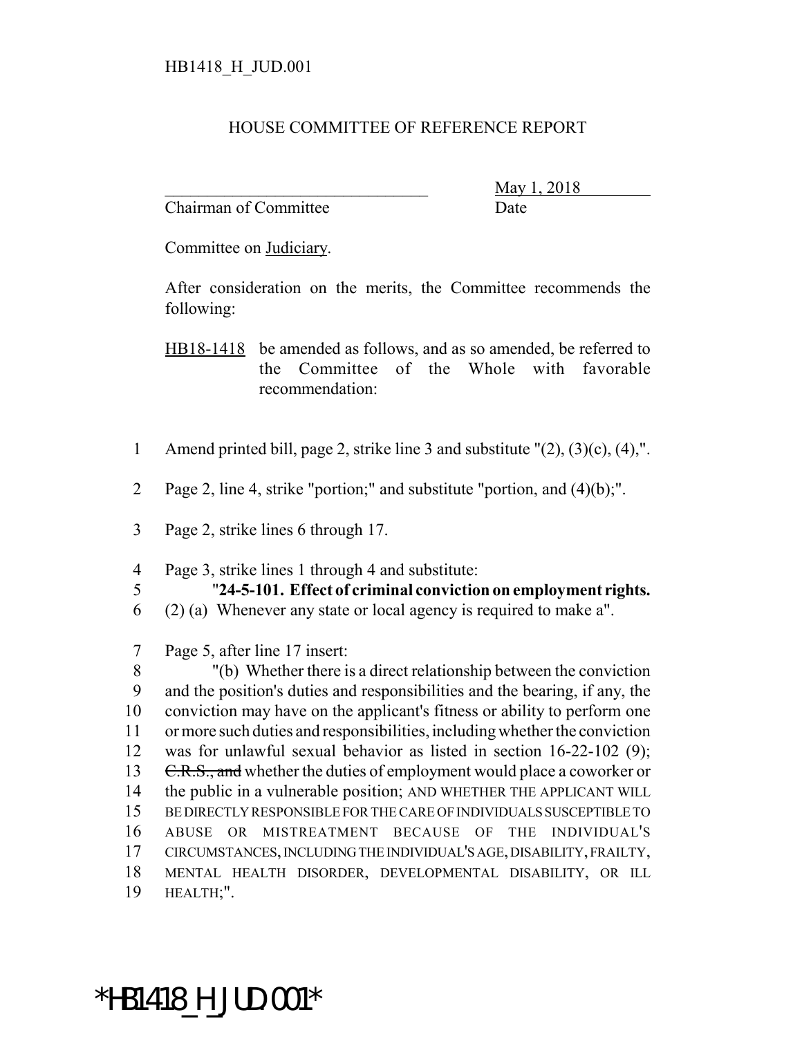HB1418_H_JUD.001

# HOUSE COMMITTEE OF REFERENCE REPORT

________________________________ May 1, 2018
Chairman of Committee Date

Committee on Judiciary.

After consideration on the merits, the Committee recommends the following:

HB18-1418 be amended as follows, and as so amended, be referred to the Committee of the Whole with favorable recommendation:

1 Amend printed bill, page 2, strike line 3 and substitute "(2), (3)(c), (4),".

2 Page 2, line 4, strike "portion;" and substitute "portion, and (4)(b);".

3 Page 2, strike lines 6 through 17.

4 Page 3, strike lines 1 through 4 and substitute:
5 "**24-5-101. Effect of criminal conviction on employment rights.**
6 (2) (a) Whenever any state or local agency is required to make a".

7 Page 5, after line 17 insert:
8 "(b) Whether there is a direct relationship between the conviction
9 and the position's duties and responsibilities and the bearing, if any, the
10 conviction may have on the applicant's fitness or ability to perform one
11 or more such duties and responsibilities, including whether the conviction
12 was for unlawful sexual behavior as listed in section 16-22-102 (9);
13 ~~C.R.S., and~~ whether the duties of employment would place a coworker or
14 the public in a vulnerable position; AND WHETHER THE APPLICANT WILL
15 BE DIRECTLY RESPONSIBLE FOR THE CARE OF INDIVIDUALS SUSCEPTIBLE TO
16 ABUSE OR MISTREATMENT BECAUSE OF THE INDIVIDUAL'S
17 CIRCUMSTANCES, INCLUDING THE INDIVIDUAL'S AGE, DISABILITY, FRAILTY,
18 MENTAL HEALTH DISORDER, DEVELOPMENTAL DISABILITY, OR ILL
19 HEALTH;".

*HB1418_H_JUD.001*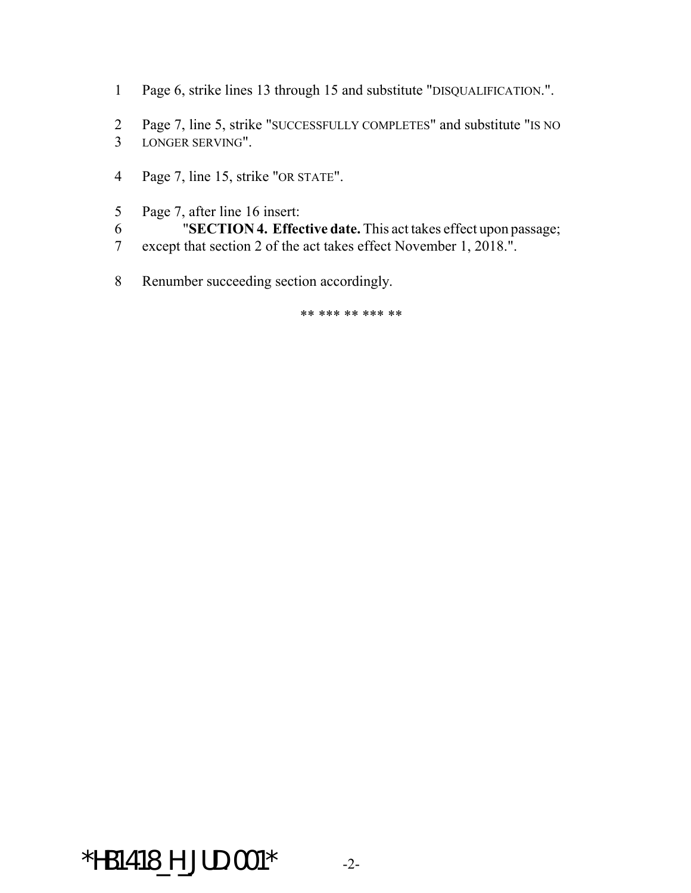1 Page 6, strike lines 13 through 15 and substitute "DISQUALIFICATION.".

2 Page 7, line 5, strike "SUCCESSFULLY COMPLETES" and substitute "IS NO
3 LONGER SERVING".

4 Page 7, line 15, strike "OR STATE".

5 Page 7, after line 16 insert:
6 "**SECTION 4. Effective date.** This act takes effect upon passage;
7 except that section 2 of the act takes effect November 1, 2018.".

8 Renumber succeeding section accordingly.

** *** ** *** **

*HB1418_H_JUD.001*